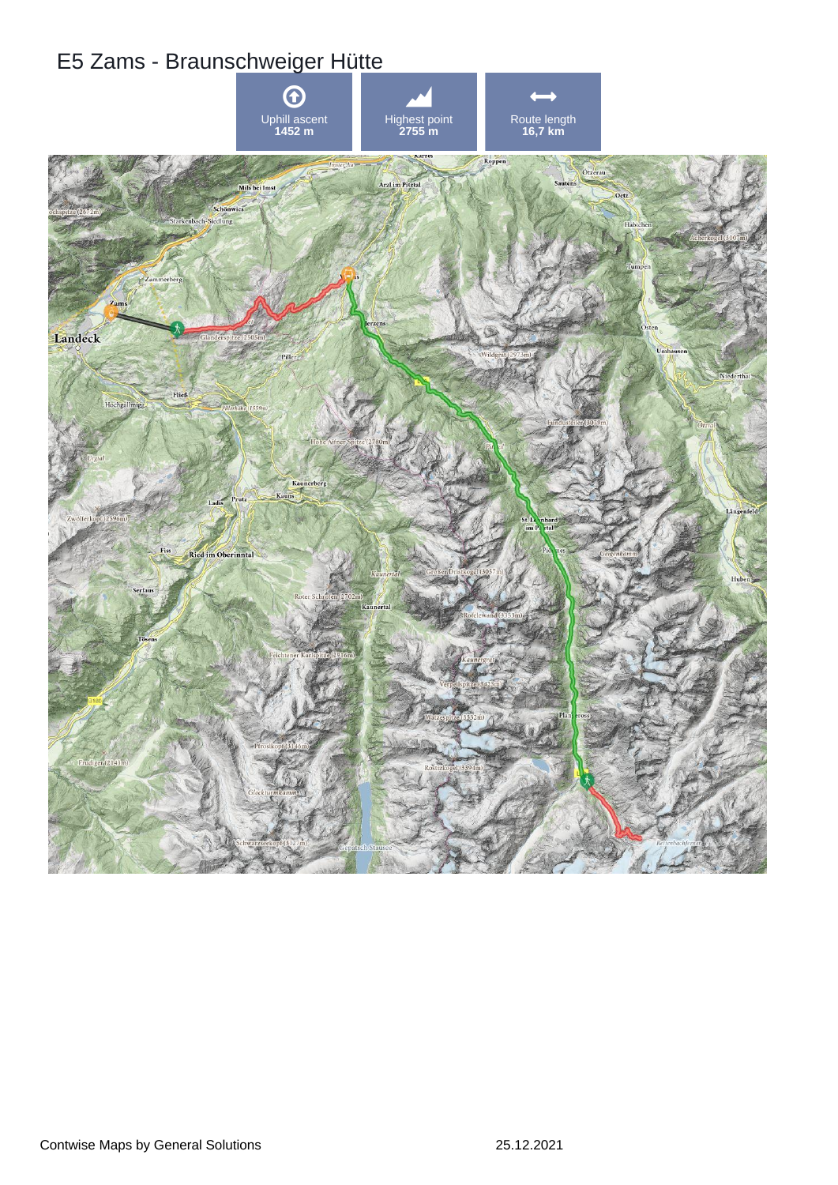# E5 Zams - Braunschweiger Hütte

| Uphill ascent | Highest point | Route length |
| --- | --- | --- |
| 1452 m | 2755 m | 16,7 km |

Contwise Maps by General Solutions

25.12.2021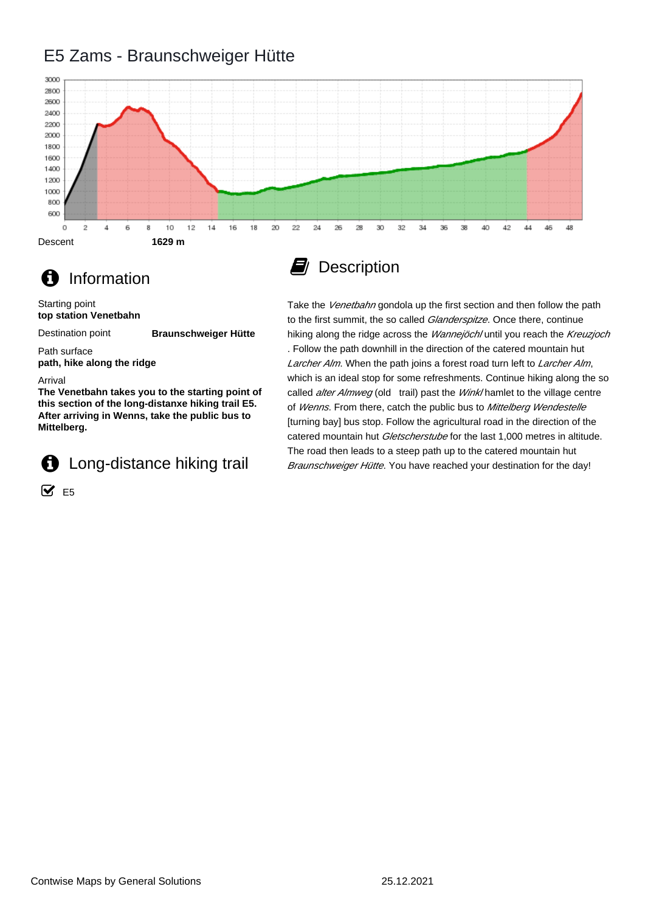# E5 Zams - Braunschweiger Hütte

3000
2800
2600
2400
2200
2000
1800
1600
1400
1200
1000
800
600

0 2 4 6 8 10 12 14 16 18 20 22 24 26 28 30 32 34 36 38 40 42 44 46 48

Descent **1629 m**

## Information

Starting point
**top station Venetbahn**

Destination point **Braunschweiger Hütte**

Path surface
**path, hike along the ridge**

Arrival
**The Venetbahn takes you to the starting point of this section of the long-distanxe hiking trail E5. After arriving in Wenns, take the public bus to Mittelberg.**

## Long-distance hiking trail

E5

## Description

Take the *Venetbahn* gondola up the first section and then follow the path to the first summit, the so called *Glanderspitze*. Once there, continue hiking along the ridge across the *Wannejöchl* until you reach the *Kreuzjoch* . Follow the path downhill in the direction of the catered mountain hut *Larcher Alm*. When the path joins a forest road turn left to *Larcher Alm*, which is an ideal stop for some refreshments. Continue hiking along the so called *alter Almweg* (old trail) past the *Winkl* hamlet to the village centre of *Wenns*. From there, catch the public bus to *Mittelberg Wendestelle* [turning bay] bus stop. Follow the agricultural road in the direction of the catered mountain hut *Gletscherstube* for the last 1,000 metres in altitude. The road then leads to a steep path up to the catered mountain hut *Braunschweiger Hütte*. You have reached your destination for the day!